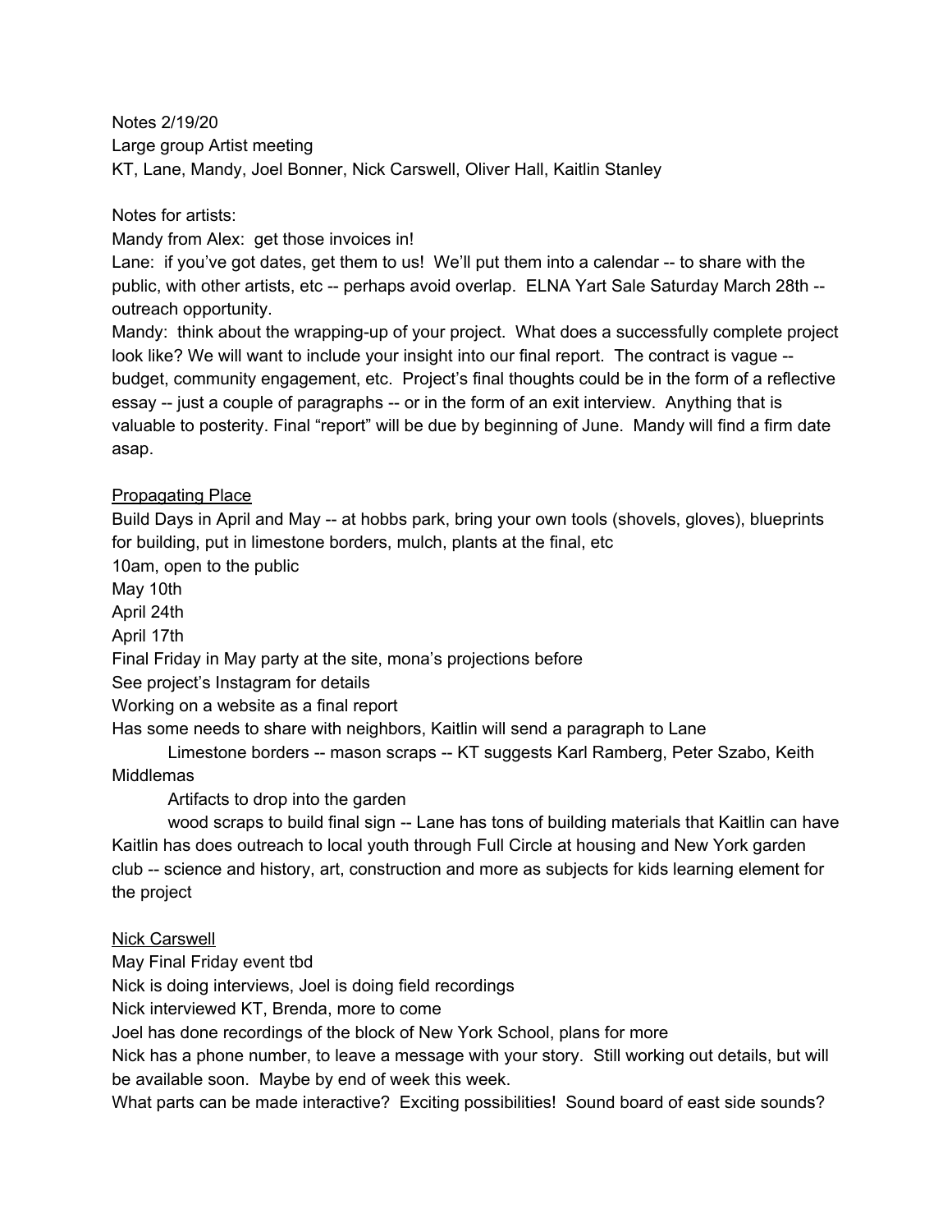Notes 2/19/20
Large group Artist meeting
KT, Lane, Mandy, Joel Bonner, Nick Carswell, Oliver Hall, Kaitlin Stanley

Notes for artists:
Mandy from Alex: get those invoices in!
Lane: if you've got dates, get them to us! We'll put them into a calendar -- to share with the public, with other artists, etc -- perhaps avoid overlap. ELNA Yart Sale Saturday March 28th -- outreach opportunity.
Mandy: think about the wrapping-up of your project. What does a successfully complete project look like? We will want to include your insight into our final report. The contract is vague -- budget, community engagement, etc. Project's final thoughts could be in the form of a reflective essay -- just a couple of paragraphs -- or in the form of an exit interview. Anything that is valuable to posterity. Final "report" will be due by beginning of June. Mandy will find a firm date asap.

<u>Propagating Place</u>

Build Days in April and May -- at hobbs park, bring your own tools (shovels, gloves), blueprints for building, put in limestone borders, mulch, plants at the final, etc
10am, open to the public
May 10th
April 24th
April 17th
Final Friday in May party at the site, mona's projections before
See project's Instagram for details
Working on a website as a final report
Has some needs to share with neighbors, Kaitlin will send a paragraph to Lane

- Limestone borders -- mason scraps -- KT suggests Karl Ramberg, Peter Szabo, Keith Middlemas
- Artifacts to drop into the garden
- wood scraps to build final sign -- Lane has tons of building materials that Kaitlin can have

Kaitlin has does outreach to local youth through Full Circle at housing and New York garden club -- science and history, art, construction and more as subjects for kids learning element for the project

<u>Nick Carswell</u>

May Final Friday event tbd
Nick is doing interviews, Joel is doing field recordings
Nick interviewed KT, Brenda, more to come
Joel has done recordings of the block of New York School, plans for more
Nick has a phone number, to leave a message with your story. Still working out details, but will be available soon. Maybe by end of week this week.
What parts can be made interactive? Exciting possibilities! Sound board of east side sounds?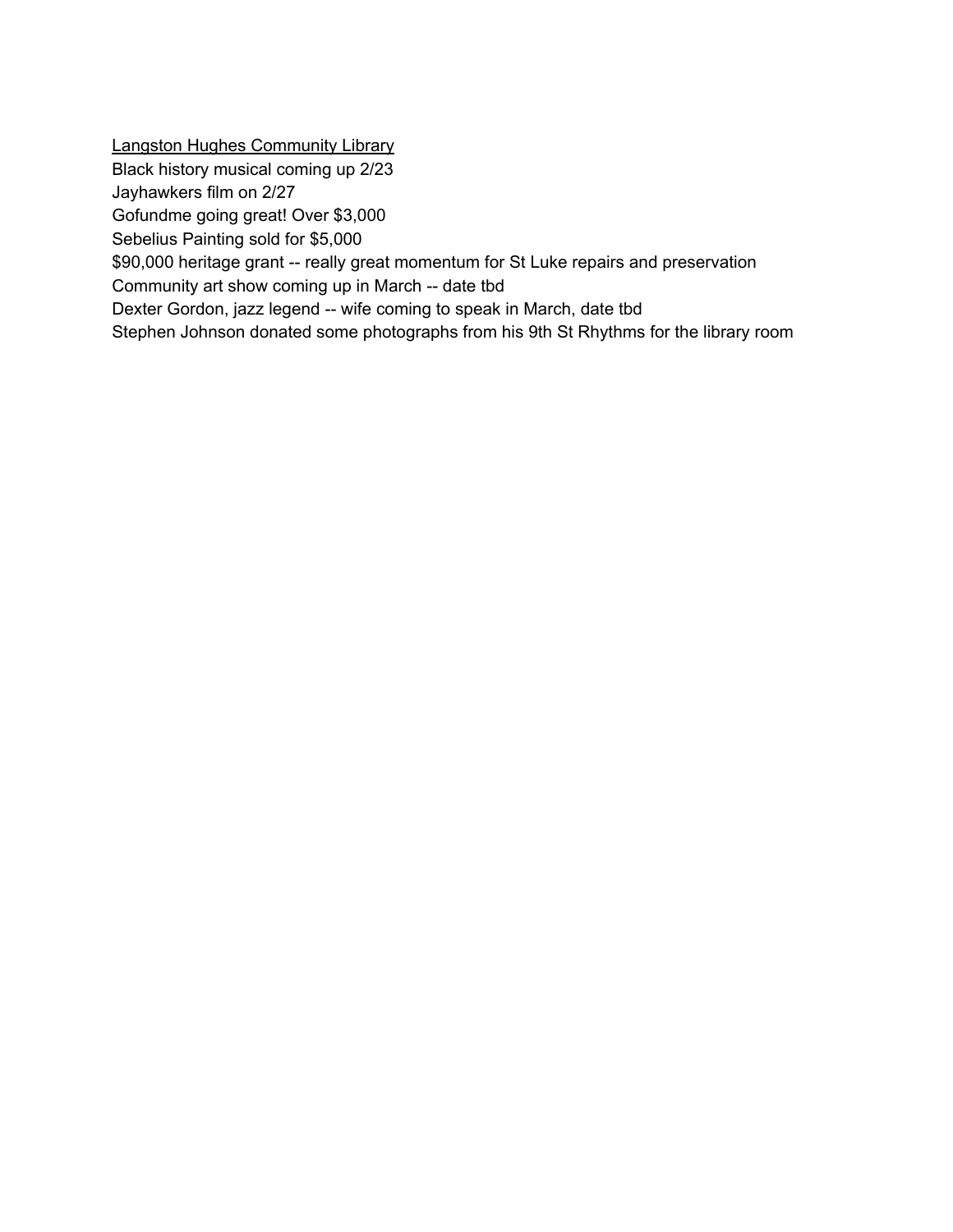<u>Langston Hughes Community Library</u>

Black history musical coming up 2/23
Jayhawkers film on 2/27
Gofundme going great! Over $3,000
Sebelius Painting sold for $5,000
$90,000 heritage grant -- really great momentum for St Luke repairs and preservation
Community art show coming up in March -- date tbd
Dexter Gordon, jazz legend -- wife coming to speak in March, date tbd
Stephen Johnson donated some photographs from his 9th St Rhythms for the library room